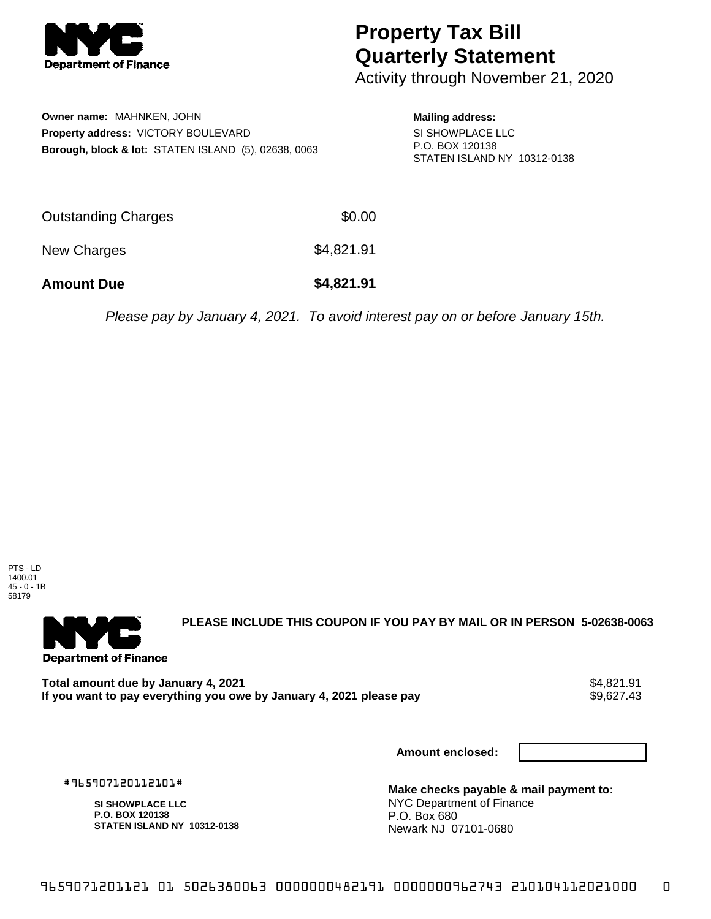# Property Tax Bill Quarterly Statement

Activity through November 21, 2020

**Owner name:** MAHNKEN, JOHN
**Property address:** VICTORY BOULEVARD
**Borough, block & lot:** STATEN ISLAND (5), 02638, 0063

**Mailing address:**
SI SHOWPLACE LLC
P.O. BOX 120138
STATEN ISLAND NY 10312-0138

| | |
|---|---|
| Outstanding Charges | $0.00 |
| New Charges | $4,821.91 |
| **Amount Due** | **$4,821.91** |

*Please pay by January 4, 2021. To avoid interest pay on or before January 15th.*

PTS - LD
1400.01
45 - 0 - 1B
58179

**PLEASE INCLUDE THIS COUPON IF YOU PAY BY MAIL OR IN PERSON 5-02638-0063**

**Total amount due by January 4, 2021** $4,821.91
**If you want to pay everything you owe by January 4, 2021 please pay** $9,627.43

**Amount enclosed:**

#965907120112101#

**SI SHOWPLACE LLC**
**P.O. BOX 120138**
**STATEN ISLAND NY 10312-0138**

**Make checks payable & mail payment to:**
NYC Department of Finance
P.O. Box 680
Newark NJ 07101-0680

9659071201121 01 5026380063 0000000482191 0000000962743 210104112021000 0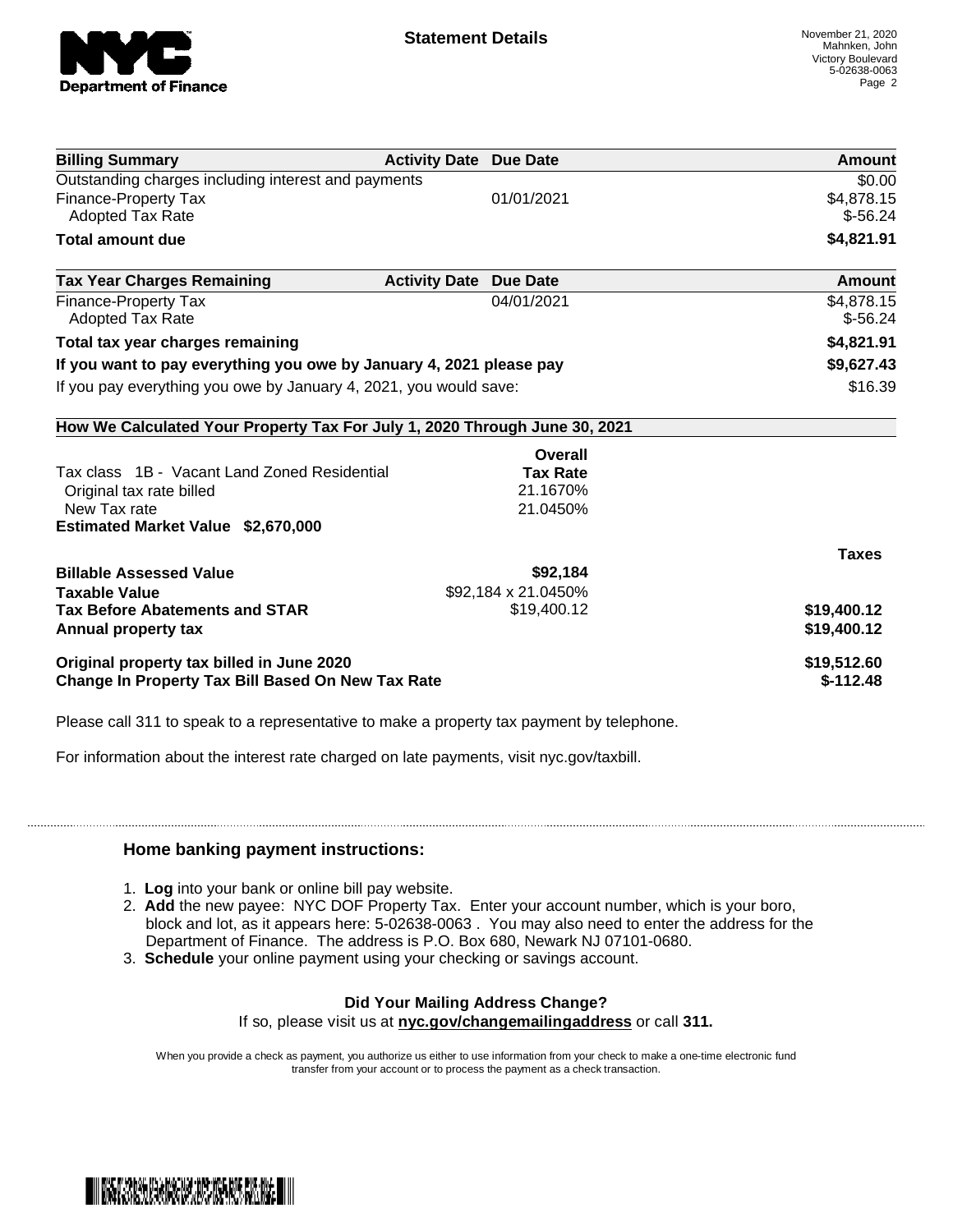# Statement Details

November 21, 2020
Mahnken, John
Victory Boulevard
5-02638-0063

| Billing Summary | Activity Date | Due Date | Amount |
|---|---|---|---|
| Outstanding charges including interest and payments | | | $0.00 |
| Finance-Property Tax | | 01/01/2021 | $4,878.15 |
| Adopted Tax Rate | | | $-56.24 |
| **Total amount due** | | | **$4,821.91** |

| Tax Year Charges Remaining | Activity Date | Due Date | Amount |
|---|---|---|---|
| Finance-Property Tax | | 04/01/2021 | $4,878.15 |
| Adopted Tax Rate | | | $-56.24 |
| **Total tax year charges remaining** | | | **$4,821.91** |
| **If you want to pay everything you owe by January 4, 2021 please pay** | | | **$9,627.43** |
| If you pay everything you owe by January 4, 2021, you would save: | | | $16.39 |

**How We Calculated Your Property Tax For July 1, 2020 Through June 30, 2021**

| | Overall Tax Rate | |
|---|---|---|
| Tax class 1B - Vacant Land Zoned Residential | | |
| Original tax rate billed | 21.1670% | |
| New Tax rate | 21.0450% | |
| **Estimated Market Value $2,670,000** | | |
| | | **Taxes** |
| **Billable Assessed Value** | **$92,184** | |
| **Taxable Value** | $92,184 x 21.0450% | |
| **Tax Before Abatements and STAR** | $19,400.12 | **$19,400.12** |
| **Annual property tax** | | **$19,400.12** |
| **Original property tax billed in June 2020** | | **$19,512.60** |
| **Change In Property Tax Bill Based On New Tax Rate** | | **$-112.48** |

Please call 311 to speak to a representative to make a property tax payment by telephone.

For information about the interest rate charged on late payments, visit nyc.gov/taxbill.

## Home banking payment instructions:

1. **Log** into your bank or online bill pay website.
2. **Add** the new payee: NYC DOF Property Tax. Enter your account number, which is your boro, block and lot, as it appears here: 5-02638-0063 . You may also need to enter the address for the Department of Finance. The address is P.O. Box 680, Newark NJ 07101-0680.
3. **Schedule** your online payment using your checking or savings account.

**Did Your Mailing Address Change?**

If so, please visit us at **nyc.gov/changemailingaddress** or call **311.**

When you provide a check as payment, you authorize us either to use information from your check to make a one-time electronic fund transfer from your account or to process the payment as a check transaction.